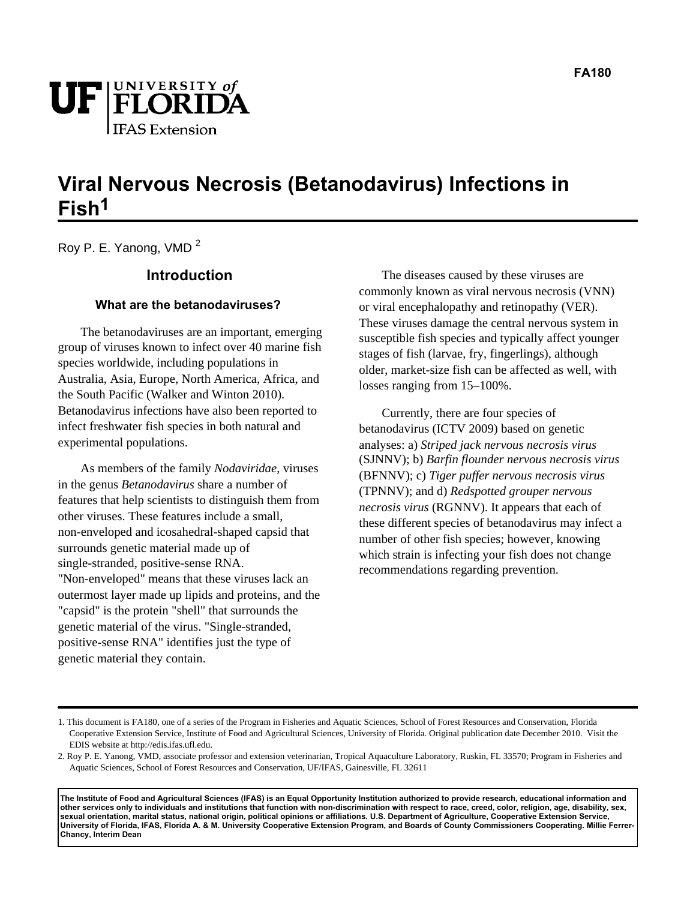FA180

UF | UNIVERSITY of FLORIDA
IFAS Extension

# Viral Nervous Necrosis (Betanodavirus) Infections in Fish[1]

Roy P. E. Yanong, VMD [2]

## Introduction

### What are the betanodaviruses?

The betanodaviruses are an important, emerging group of viruses known to infect over 40 marine fish species worldwide, including populations in Australia, Asia, Europe, North America, Africa, and the South Pacific (Walker and Winton 2010). Betanodavirus infections have also been reported to infect freshwater fish species in both natural and experimental populations.

As members of the family *Nodaviridae*, viruses in the genus *Betanodavirus* share a number of features that help scientists to distinguish them from other viruses. These features include a small, non-enveloped and icosahedral-shaped capsid that surrounds genetic material made up of single-stranded, positive-sense RNA. "Non-enveloped" means that these viruses lack an outermost layer made up lipids and proteins, and the "capsid" is the protein "shell" that surrounds the genetic material of the virus. "Single-stranded, positive-sense RNA" identifies just the type of genetic material they contain.

The diseases caused by these viruses are commonly known as viral nervous necrosis (VNN) or viral encephalopathy and retinopathy (VER). These viruses damage the central nervous system in susceptible fish species and typically affect younger stages of fish (larvae, fry, fingerlings), although older, market-size fish can be affected as well, with losses ranging from 15–100%.

Currently, there are four species of betanodavirus (ICTV 2009) based on genetic analyses: a) *Striped jack nervous necrosis virus* (SJNNV); b) *Barfin flounder nervous necrosis virus* (BFNNV); c) *Tiger puffer nervous necrosis virus* (TPNNV); and d) *Redspotted grouper nervous necrosis virus* (RGNNV). It appears that each of these different species of betanodavirus may infect a number of other fish species; however, knowing which strain is infecting your fish does not change recommendations regarding prevention.

---

1. This document is FA180, one of a series of the Program in Fisheries and Aquatic Sciences, School of Forest Resources and Conservation, Florida Cooperative Extension Service, Institute of Food and Agricultural Sciences, University of Florida. Original publication date December 2010. Visit the EDIS website at http://edis.ifas.ufl.edu.

2. Roy P. E. Yanong, VMD, associate professor and extension veterinarian, Tropical Aquaculture Laboratory, Ruskin, FL 33570; Program in Fisheries and Aquatic Sciences, School of Forest Resources and Conservation, UF/IFAS, Gainesville, FL 32611

**The Institute of Food and Agricultural Sciences (IFAS) is an Equal Opportunity Institution authorized to provide research, educational information and other services only to individuals and institutions that function with non-discrimination with respect to race, creed, color, religion, age, disability, sex, sexual orientation, marital status, national origin, political opinions or affiliations. U.S. Department of Agriculture, Cooperative Extension Service, University of Florida, IFAS, Florida A. & M. University Cooperative Extension Program, and Boards of County Commissioners Cooperating. Millie Ferrer-Chancy, Interim Dean**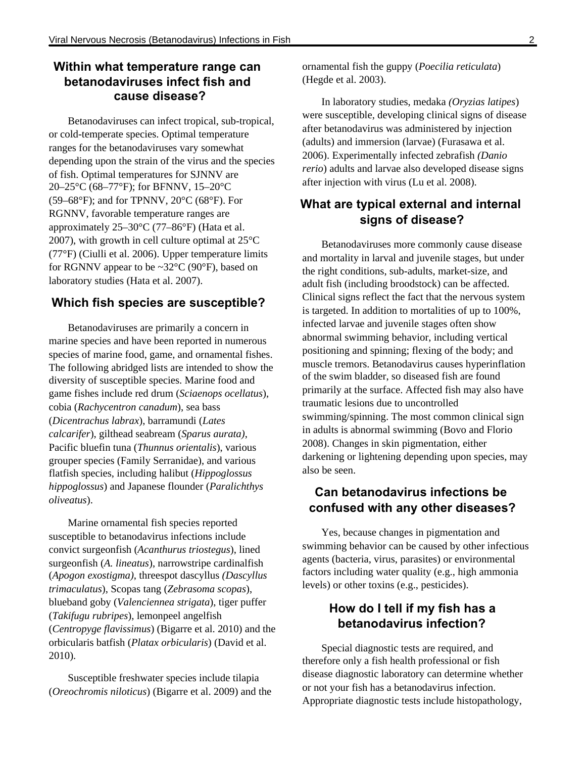## Within what temperature range can betanodaviruses infect fish and cause disease?

Betanodaviruses can infect tropical, sub-tropical, or cold-temperate species. Optimal temperature ranges for the betanodaviruses vary somewhat depending upon the strain of the virus and the species of fish. Optimal temperatures for SJNNV are 20–25°C (68–77°F); for BFNNV, 15–20°C (59–68°F); and for TPNNV, 20°C (68°F). For RGNNV, favorable temperature ranges are approximately 25–30°C (77–86°F) (Hata et al. 2007), with growth in cell culture optimal at 25°C (77°F) (Ciulli et al. 2006). Upper temperature limits for RGNNV appear to be ~32°C (90°F), based on laboratory studies (Hata et al. 2007).

## Which fish species are susceptible?

Betanodaviruses are primarily a concern in marine species and have been reported in numerous species of marine food, game, and ornamental fishes. The following abridged lists are intended to show the diversity of susceptible species. Marine food and game fishes include red drum (*Sciaenops ocellatus*), cobia (*Rachycentron canadum*), sea bass (*Dicentrachus labrax*), barramundi (*Lates calcarifer*), gilthead seabream (*Sparus aurata)*, Pacific bluefin tuna (*Thunnus orientalis*), various grouper species (Family Serranidae), and various flatfish species, including halibut (*Hippoglossus hippoglossus*) and Japanese flounder (*Paralichthys oliveatus*).

Marine ornamental fish species reported susceptible to betanodavirus infections include convict surgeonfish (*Acanthurus triostegus*), lined surgeonfish (*A. lineatus*), narrowstripe cardinalfish (*Apogon exostigma)*, threespot dascyllus *(Dascyllus trimaculatus*), Scopas tang (*Zebrasoma scopas*), blueband goby (*Valenciennea strigata*), tiger puffer (*Takifugu rubripes*), lemonpeel angelfish (*Centropyge flavissimus*) (Bigarre et al. 2010) and the orbicularis batfish (*Platax orbicularis*) (David et al. 2010).

Susceptible freshwater species include tilapia (*Oreochromis niloticus*) (Bigarre et al. 2009) and the ornamental fish the guppy (*Poecilia reticulata*) (Hegde et al. 2003).

In laboratory studies, medaka *(Oryzias latipes*) were susceptible, developing clinical signs of disease after betanodavirus was administered by injection (adults) and immersion (larvae) (Furasawa et al. 2006). Experimentally infected zebrafish *(Danio rerio*) adults and larvae also developed disease signs after injection with virus (Lu et al. 2008).

## What are typical external and internal signs of disease?

Betanodaviruses more commonly cause disease and mortality in larval and juvenile stages, but under the right conditions, sub-adults, market-size, and adult fish (including broodstock) can be affected. Clinical signs reflect the fact that the nervous system is targeted. In addition to mortalities of up to 100%, infected larvae and juvenile stages often show abnormal swimming behavior, including vertical positioning and spinning; flexing of the body; and muscle tremors. Betanodavirus causes hyperinflation of the swim bladder, so diseased fish are found primarily at the surface. Affected fish may also have traumatic lesions due to uncontrolled swimming/spinning. The most common clinical sign in adults is abnormal swimming (Bovo and Florio 2008). Changes in skin pigmentation, either darkening or lightening depending upon species, may also be seen.

## Can betanodavirus infections be confused with any other diseases?

Yes, because changes in pigmentation and swimming behavior can be caused by other infectious agents (bacteria, virus, parasites) or environmental factors including water quality (e.g., high ammonia levels) or other toxins (e.g., pesticides).

## How do I tell if my fish has a betanodavirus infection?

Special diagnostic tests are required, and therefore only a fish health professional or fish disease diagnostic laboratory can determine whether or not your fish has a betanodavirus infection. Appropriate diagnostic tests include histopathology,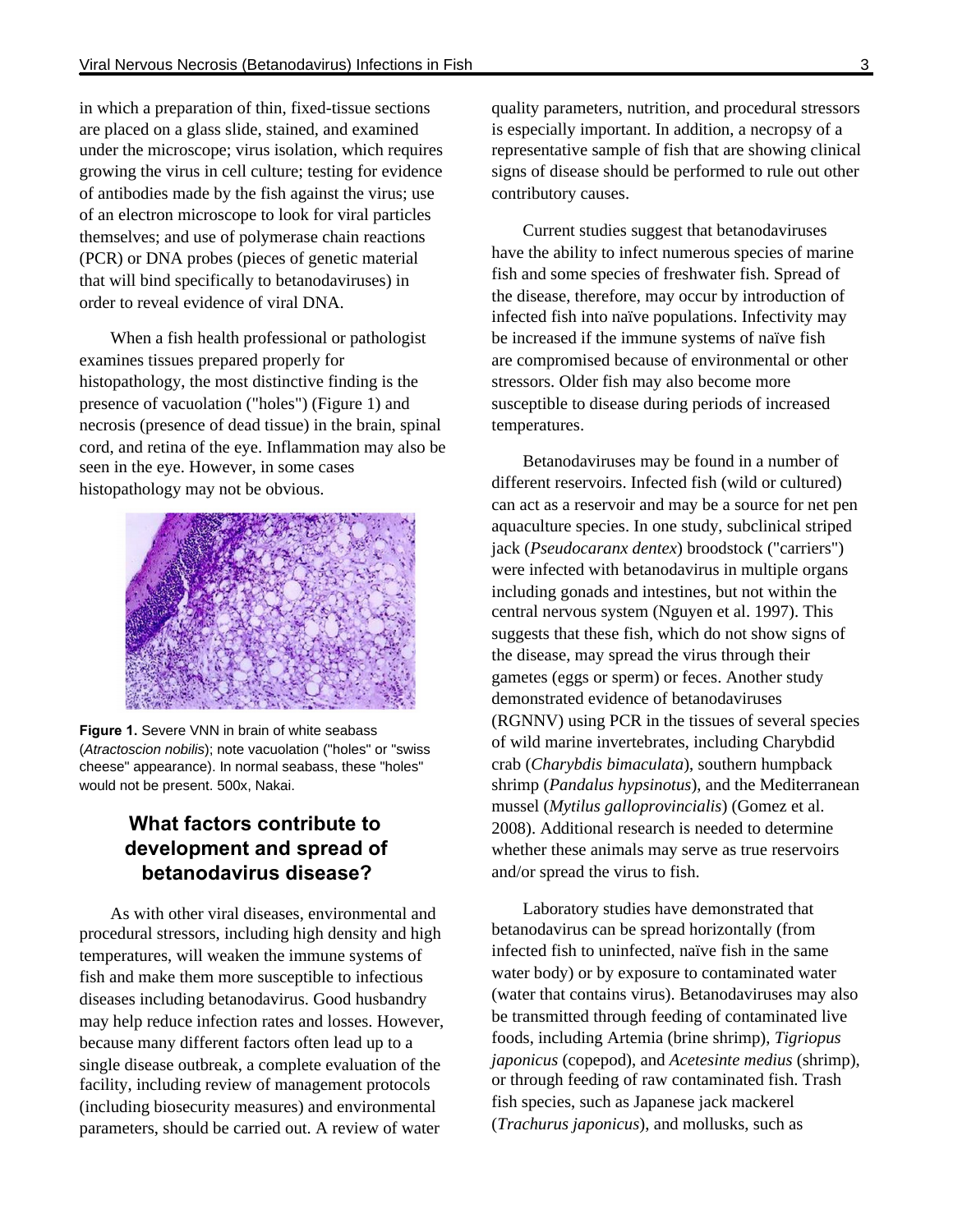in which a preparation of thin, fixed-tissue sections are placed on a glass slide, stained, and examined under the microscope; virus isolation, which requires growing the virus in cell culture; testing for evidence of antibodies made by the fish against the virus; use of an electron microscope to look for viral particles themselves; and use of polymerase chain reactions (PCR) or DNA probes (pieces of genetic material that will bind specifically to betanodaviruses) in order to reveal evidence of viral DNA.

When a fish health professional or pathologist examines tissues prepared properly for histopathology, the most distinctive finding is the presence of vacuolation ("holes") (Figure 1) and necrosis (presence of dead tissue) in the brain, spinal cord, and retina of the eye. Inflammation may also be seen in the eye. However, in some cases histopathology may not be obvious.

**Figure 1.** Severe VNN in brain of white seabass (*Atractoscion nobilis*); note vacuolation ("holes" or "swiss cheese" appearance). In normal seabass, these "holes" would not be present. 500x, Nakai.

## What factors contribute to development and spread of betanodavirus disease?

As with other viral diseases, environmental and procedural stressors, including high density and high temperatures, will weaken the immune systems of fish and make them more susceptible to infectious diseases including betanodavirus. Good husbandry may help reduce infection rates and losses. However, because many different factors often lead up to a single disease outbreak, a complete evaluation of the facility, including review of management protocols (including biosecurity measures) and environmental parameters, should be carried out. A review of water quality parameters, nutrition, and procedural stressors is especially important. In addition, a necropsy of a representative sample of fish that are showing clinical signs of disease should be performed to rule out other contributory causes.

Current studies suggest that betanodaviruses have the ability to infect numerous species of marine fish and some species of freshwater fish. Spread of the disease, therefore, may occur by introduction of infected fish into naïve populations. Infectivity may be increased if the immune systems of naïve fish are compromised because of environmental or other stressors. Older fish may also become more susceptible to disease during periods of increased temperatures.

Betanodaviruses may be found in a number of different reservoirs. Infected fish (wild or cultured) can act as a reservoir and may be a source for net pen aquaculture species. In one study, subclinical striped jack (*Pseudocaranx dentex*) broodstock ("carriers") were infected with betanodavirus in multiple organs including gonads and intestines, but not within the central nervous system (Nguyen et al. 1997). This suggests that these fish, which do not show signs of the disease, may spread the virus through their gametes (eggs or sperm) or feces. Another study demonstrated evidence of betanodaviruses (RGNNV) using PCR in the tissues of several species of wild marine invertebrates, including Charybdid crab (*Charybdis bimaculata*), southern humpback shrimp (*Pandalus hypsinotus*), and the Mediterranean mussel (*Mytilus galloprovincialis*) (Gomez et al. 2008). Additional research is needed to determine whether these animals may serve as true reservoirs and/or spread the virus to fish.

Laboratory studies have demonstrated that betanodavirus can be spread horizontally (from infected fish to uninfected, naïve fish in the same water body) or by exposure to contaminated water (water that contains virus). Betanodaviruses may also be transmitted through feeding of contaminated live foods, including Artemia (brine shrimp), *Tigriopus japonicus* (copepod), and *Acetesinte medius* (shrimp), or through feeding of raw contaminated fish. Trash fish species, such as Japanese jack mackerel (*Trachurus japonicus*), and mollusks, such as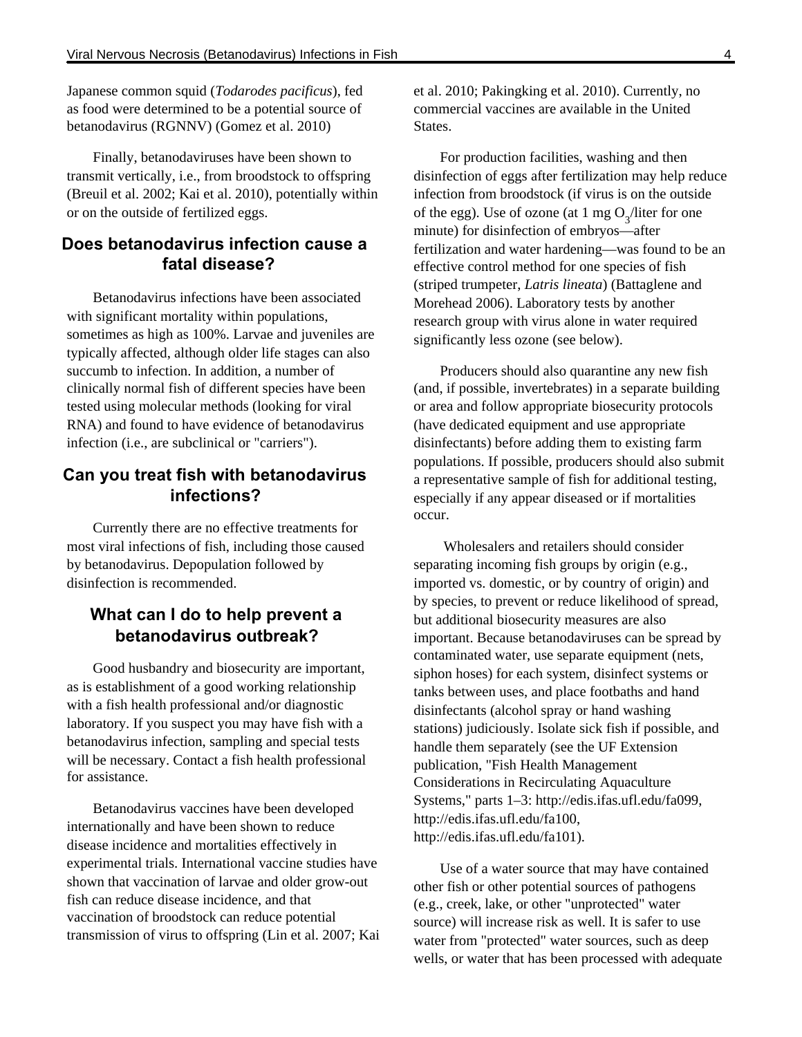Japanese common squid (*Todarodes pacificus*), fed as food were determined to be a potential source of betanodavirus (RGNNV) (Gomez et al. 2010)

Finally, betanodaviruses have been shown to transmit vertically, i.e., from broodstock to offspring (Breuil et al. 2002; Kai et al. 2010), potentially within or on the outside of fertilized eggs.

## Does betanodavirus infection cause a fatal disease?

Betanodavirus infections have been associated with significant mortality within populations, sometimes as high as 100%. Larvae and juveniles are typically affected, although older life stages can also succumb to infection. In addition, a number of clinically normal fish of different species have been tested using molecular methods (looking for viral RNA) and found to have evidence of betanodavirus infection (i.e., are subclinical or "carriers").

## Can you treat fish with betanodavirus infections?

Currently there are no effective treatments for most viral infections of fish, including those caused by betanodavirus. Depopulation followed by disinfection is recommended.

## What can I do to help prevent a betanodavirus outbreak?

Good husbandry and biosecurity are important, as is establishment of a good working relationship with a fish health professional and/or diagnostic laboratory. If you suspect you may have fish with a betanodavirus infection, sampling and special tests will be necessary. Contact a fish health professional for assistance.

Betanodavirus vaccines have been developed internationally and have been shown to reduce disease incidence and mortalities effectively in experimental trials. International vaccine studies have shown that vaccination of larvae and older grow-out fish can reduce disease incidence, and that vaccination of broodstock can reduce potential transmission of virus to offspring (Lin et al. 2007; Kai et al. 2010; Pakingking et al. 2010). Currently, no commercial vaccines are available in the United States.

For production facilities, washing and then disinfection of eggs after fertilization may help reduce infection from broodstock (if virus is on the outside of the egg). Use of ozone (at 1 mg $O_3$/liter for one minute) for disinfection of embryos—after fertilization and water hardening—was found to be an effective control method for one species of fish (striped trumpeter, *Latris lineata*) (Battaglene and Morehead 2006). Laboratory tests by another research group with virus alone in water required significantly less ozone (see below).

Producers should also quarantine any new fish (and, if possible, invertebrates) in a separate building or area and follow appropriate biosecurity protocols (have dedicated equipment and use appropriate disinfectants) before adding them to existing farm populations. If possible, producers should also submit a representative sample of fish for additional testing, especially if any appear diseased or if mortalities occur.

Wholesalers and retailers should consider separating incoming fish groups by origin (e.g., imported vs. domestic, or by country of origin) and by species, to prevent or reduce likelihood of spread, but additional biosecurity measures are also important. Because betanodaviruses can be spread by contaminated water, use separate equipment (nets, siphon hoses) for each system, disinfect systems or tanks between uses, and place footbaths and hand disinfectants (alcohol spray or hand washing stations) judiciously. Isolate sick fish if possible, and handle them separately (see the UF Extension publication, "Fish Health Management Considerations in Recirculating Aquaculture Systems," parts 1–3: http://edis.ifas.ufl.edu/fa099, http://edis.ifas.ufl.edu/fa100, http://edis.ifas.ufl.edu/fa101).

Use of a water source that may have contained other fish or other potential sources of pathogens (e.g., creek, lake, or other "unprotected" water source) will increase risk as well. It is safer to use water from "protected" water sources, such as deep wells, or water that has been processed with adequate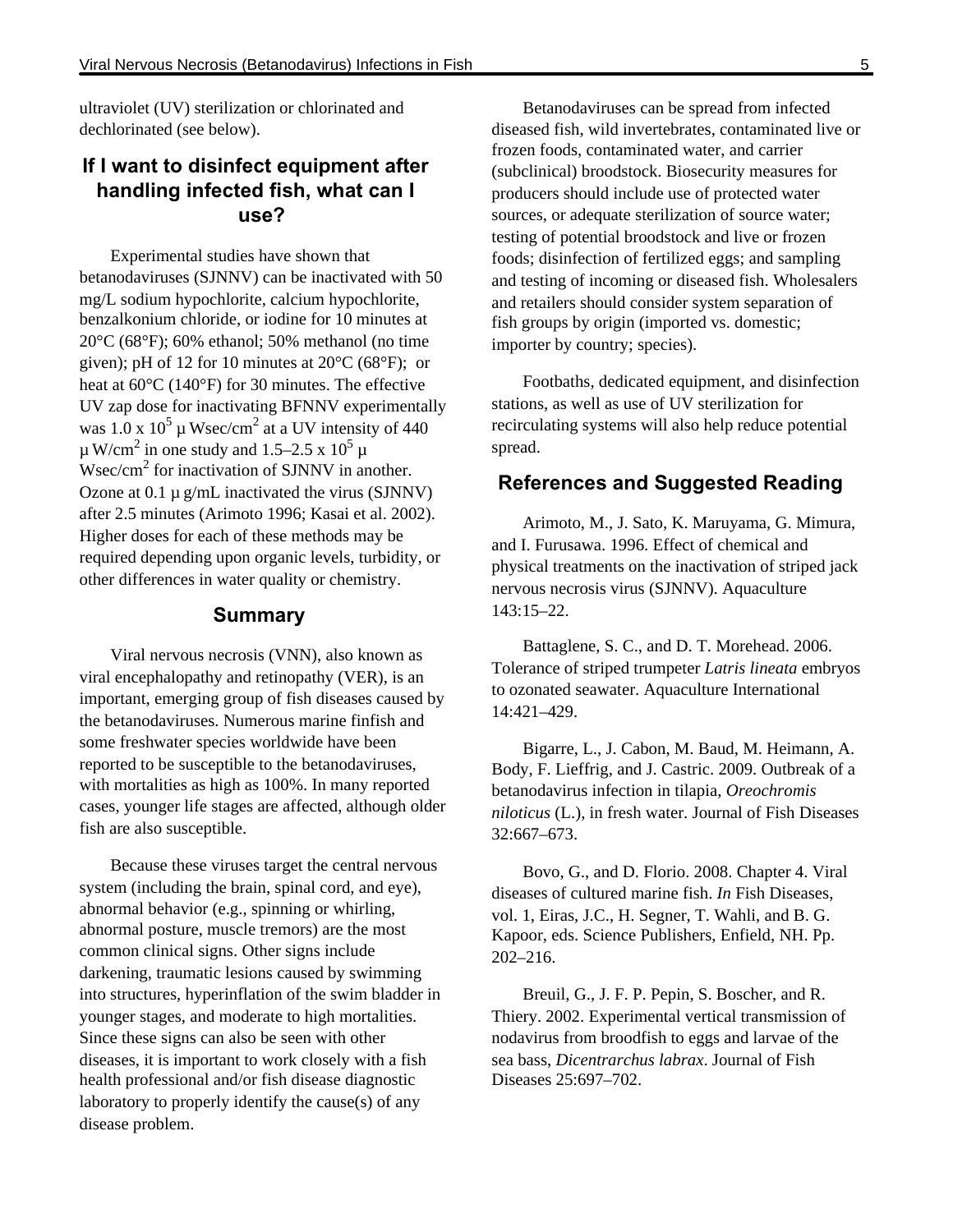ultraviolet (UV) sterilization or chlorinated and dechlorinated (see below).

## If I want to disinfect equipment after handling infected fish, what can I use?

Experimental studies have shown that betanodaviruses (SJNNV) can be inactivated with 50 mg/L sodium hypochlorite, calcium hypochlorite, benzalkonium chloride, or iodine for 10 minutes at 20°C (68°F); 60% ethanol; 50% methanol (no time given); pH of 12 for 10 minutes at 20°C (68°F); or heat at 60°C (140°F) for 30 minutes. The effective UV zap dose for inactivating BFNNV experimentally was $1.0 \times 10^5$ µ Wsec/cm$^2$ at a UV intensity of 440 µ W/cm$^2$ in one study and 1.5–2.5 x $10^5$ µ Wsec/cm$^2$ for inactivation of SJNNV in another. Ozone at 0.1 µ g/mL inactivated the virus (SJNNV) after 2.5 minutes (Arimoto 1996; Kasai et al. 2002). Higher doses for each of these methods may be required depending upon organic levels, turbidity, or other differences in water quality or chemistry.

## Summary

Viral nervous necrosis (VNN), also known as viral encephalopathy and retinopathy (VER), is an important, emerging group of fish diseases caused by the betanodaviruses. Numerous marine finfish and some freshwater species worldwide have been reported to be susceptible to the betanodaviruses, with mortalities as high as 100%. In many reported cases, younger life stages are affected, although older fish are also susceptible.

Because these viruses target the central nervous system (including the brain, spinal cord, and eye), abnormal behavior (e.g., spinning or whirling, abnormal posture, muscle tremors) are the most common clinical signs. Other signs include darkening, traumatic lesions caused by swimming into structures, hyperinflation of the swim bladder in younger stages, and moderate to high mortalities. Since these signs can also be seen with other diseases, it is important to work closely with a fish health professional and/or fish disease diagnostic laboratory to properly identify the cause(s) of any disease problem.

Betanodaviruses can be spread from infected diseased fish, wild invertebrates, contaminated live or frozen foods, contaminated water, and carrier (subclinical) broodstock. Biosecurity measures for producers should include use of protected water sources, or adequate sterilization of source water; testing of potential broodstock and live or frozen foods; disinfection of fertilized eggs; and sampling and testing of incoming or diseased fish. Wholesalers and retailers should consider system separation of fish groups by origin (imported vs. domestic; importer by country; species).

Footbaths, dedicated equipment, and disinfection stations, as well as use of UV sterilization for recirculating systems will also help reduce potential spread.

## References and Suggested Reading

Arimoto, M., J. Sato, K. Maruyama, G. Mimura, and I. Furusawa. 1996. Effect of chemical and physical treatments on the inactivation of striped jack nervous necrosis virus (SJNNV). Aquaculture 143:15–22.

Battaglene, S. C., and D. T. Morehead. 2006. Tolerance of striped trumpeter *Latris lineata* embryos to ozonated seawater. Aquaculture International 14:421–429.

Bigarre, L., J. Cabon, M. Baud, M. Heimann, A. Body, F. Lieffrig, and J. Castric. 2009. Outbreak of a betanodavirus infection in tilapia, *Oreochromis niloticus* (L.), in fresh water. Journal of Fish Diseases 32:667–673.

Bovo, G., and D. Florio. 2008. Chapter 4. Viral diseases of cultured marine fish. *In* Fish Diseases, vol. 1, Eiras, J.C., H. Segner, T. Wahli, and B. G. Kapoor, eds. Science Publishers, Enfield, NH. Pp. 202–216.

Breuil, G., J. F. P. Pepin, S. Boscher, and R. Thiery. 2002. Experimental vertical transmission of nodavirus from broodfish to eggs and larvae of the sea bass, *Dicentrarchus labrax*. Journal of Fish Diseases 25:697–702.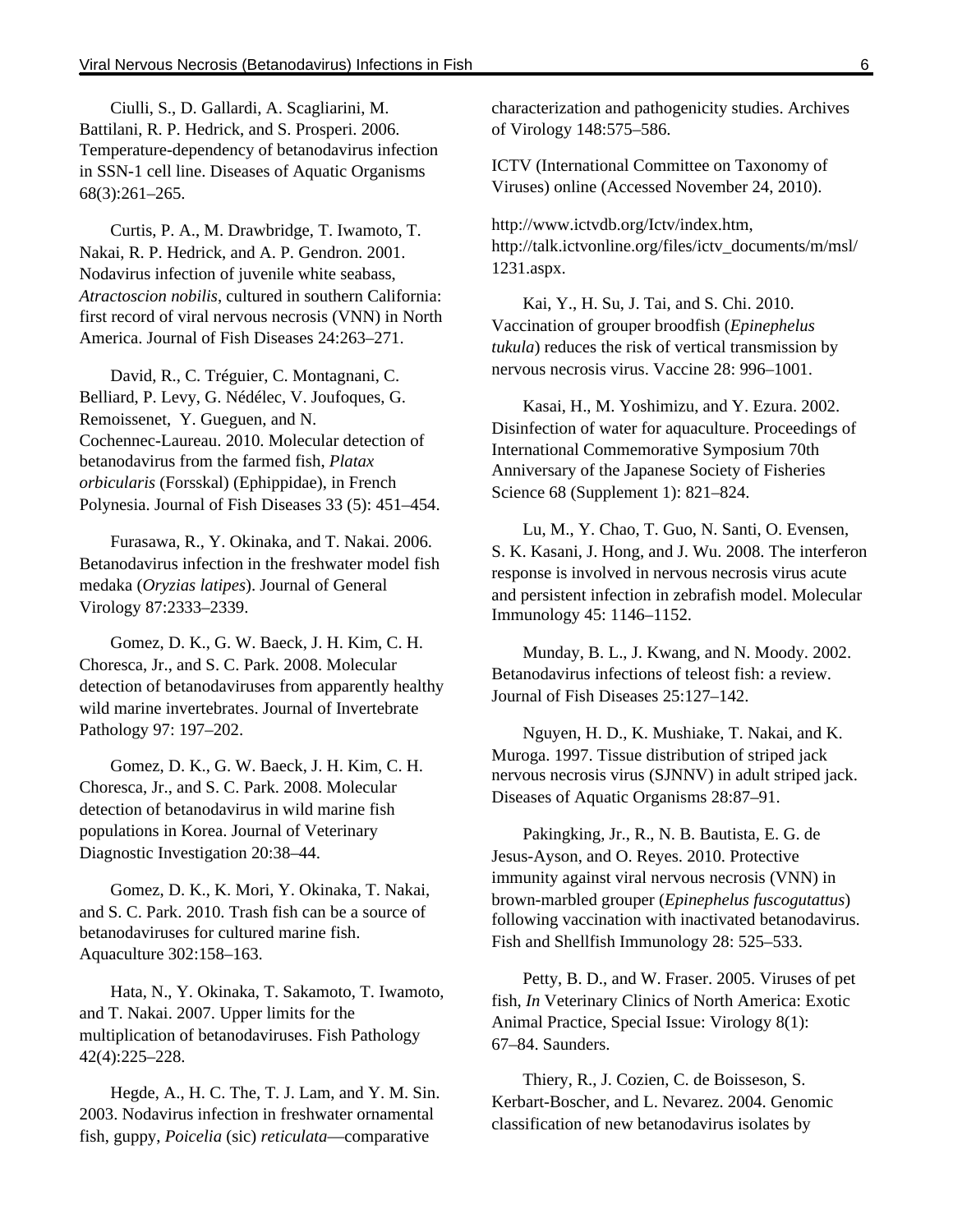Ciulli, S., D. Gallardi, A. Scagliarini, M. Battilani, R. P. Hedrick, and S. Prosperi. 2006. Temperature-dependency of betanodavirus infection in SSN-1 cell line. Diseases of Aquatic Organisms 68(3):261–265.

Curtis, P. A., M. Drawbridge, T. Iwamoto, T. Nakai, R. P. Hedrick, and A. P. Gendron. 2001. Nodavirus infection of juvenile white seabass, *Atractoscion nobilis*, cultured in southern California: first record of viral nervous necrosis (VNN) in North America. Journal of Fish Diseases 24:263–271.

David, R., C. Tréguier, C. Montagnani, C. Belliard, P. Levy, G. Nédélec, V. Joufoques, G. Remoissenet, Y. Gueguen, and N. Cochennec-Laureau. 2010. Molecular detection of betanodavirus from the farmed fish, *Platax orbicularis* (Forsskal) (Ephippidae), in French Polynesia. Journal of Fish Diseases 33 (5): 451–454.

Furasawa, R., Y. Okinaka, and T. Nakai. 2006. Betanodavirus infection in the freshwater model fish medaka (*Oryzias latipes*). Journal of General Virology 87:2333–2339.

Gomez, D. K., G. W. Baeck, J. H. Kim, C. H. Choresca, Jr., and S. C. Park. 2008. Molecular detection of betanodaviruses from apparently healthy wild marine invertebrates. Journal of Invertebrate Pathology 97: 197–202.

Gomez, D. K., G. W. Baeck, J. H. Kim, C. H. Choresca, Jr., and S. C. Park. 2008. Molecular detection of betanodavirus in wild marine fish populations in Korea. Journal of Veterinary Diagnostic Investigation 20:38–44.

Gomez, D. K., K. Mori, Y. Okinaka, T. Nakai, and S. C. Park. 2010. Trash fish can be a source of betanodaviruses for cultured marine fish. Aquaculture 302:158–163.

Hata, N., Y. Okinaka, T. Sakamoto, T. Iwamoto, and T. Nakai. 2007. Upper limits for the multiplication of betanodaviruses. Fish Pathology 42(4):225–228.

Hegde, A., H. C. The, T. J. Lam, and Y. M. Sin. 2003. Nodavirus infection in freshwater ornamental fish, guppy, *Poicelia* (sic) *reticulata*—comparative characterization and pathogenicity studies. Archives of Virology 148:575–586.

ICTV (International Committee on Taxonomy of Viruses) online (Accessed November 24, 2010).

http://www.ictvdb.org/Ictv/index.htm, http://talk.ictvonline.org/files/ictv_documents/m/msl/1231.aspx.

Kai, Y., H. Su, J. Tai, and S. Chi. 2010. Vaccination of grouper broodfish (*Epinephelus tukula*) reduces the risk of vertical transmission by nervous necrosis virus. Vaccine 28: 996–1001.

Kasai, H., M. Yoshimizu, and Y. Ezura. 2002. Disinfection of water for aquaculture. Proceedings of International Commemorative Symposium 70th Anniversary of the Japanese Society of Fisheries Science 68 (Supplement 1): 821–824.

Lu, M., Y. Chao, T. Guo, N. Santi, O. Evensen, S. K. Kasani, J. Hong, and J. Wu. 2008. The interferon response is involved in nervous necrosis virus acute and persistent infection in zebrafish model. Molecular Immunology 45: 1146–1152.

Munday, B. L., J. Kwang, and N. Moody. 2002. Betanodavirus infections of teleost fish: a review. Journal of Fish Diseases 25:127–142.

Nguyen, H. D., K. Mushiake, T. Nakai, and K. Muroga. 1997. Tissue distribution of striped jack nervous necrosis virus (SJNNV) in adult striped jack. Diseases of Aquatic Organisms 28:87–91.

Pakingking, Jr., R., N. B. Bautista, E. G. de Jesus-Ayson, and O. Reyes. 2010. Protective immunity against viral nervous necrosis (VNN) in brown-marbled grouper (*Epinephelus fuscogutattus*) following vaccination with inactivated betanodavirus. Fish and Shellfish Immunology 28: 525–533.

Petty, B. D., and W. Fraser. 2005. Viruses of pet fish, *In* Veterinary Clinics of North America: Exotic Animal Practice, Special Issue: Virology 8(1): 67–84. Saunders.

Thiery, R., J. Cozien, C. de Boisseson, S. Kerbart-Boscher, and L. Nevarez. 2004. Genomic classification of new betanodavirus isolates by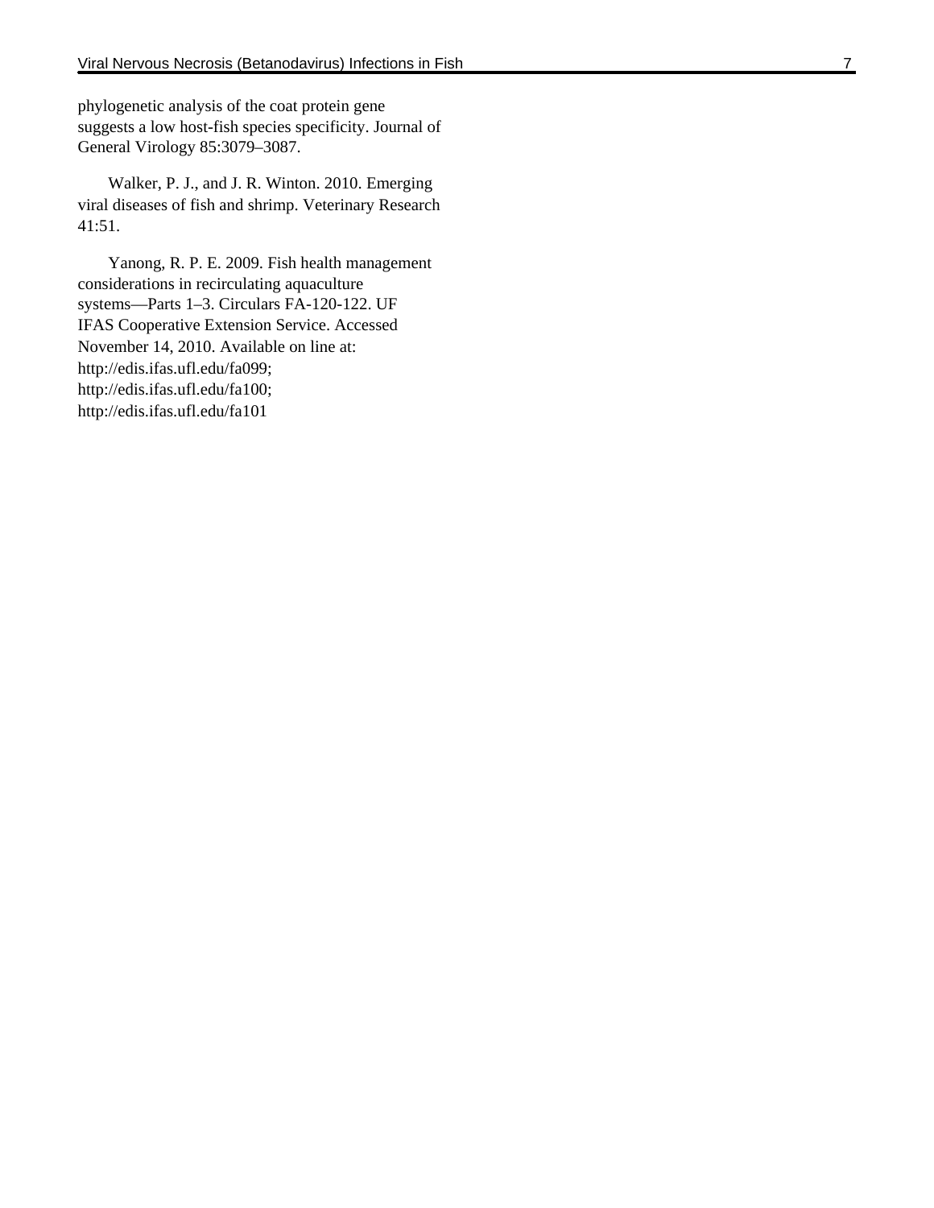phylogenetic analysis of the coat protein gene suggests a low host-fish species specificity. Journal of General Virology 85:3079–3087.

Walker, P. J., and J. R. Winton. 2010. Emerging viral diseases of fish and shrimp. Veterinary Research 41:51.

Yanong, R. P. E. 2009. Fish health management considerations in recirculating aquaculture systems—Parts 1–3. Circulars FA-120-122. UF IFAS Cooperative Extension Service. Accessed November 14, 2010. Available on line at: http://edis.ifas.ufl.edu/fa099; http://edis.ifas.ufl.edu/fa100; http://edis.ifas.ufl.edu/fa101